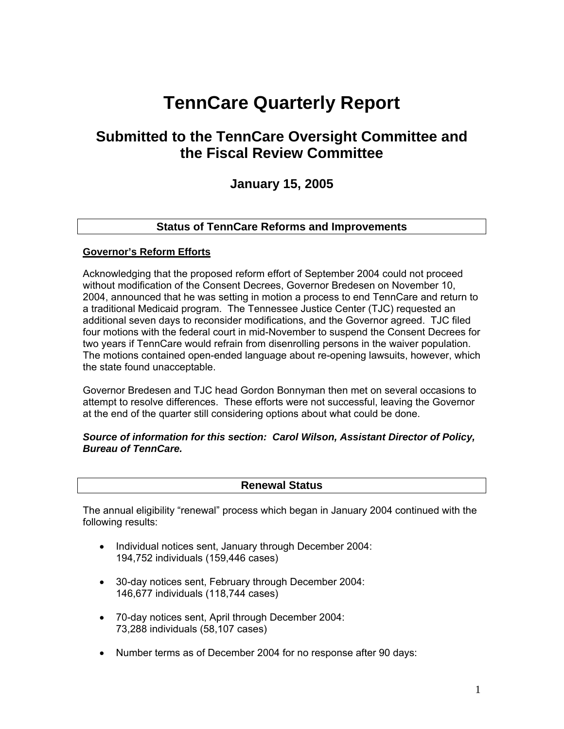# TennCare Quarterly Report

## Submitted to the TennCare Oversight Committee and the Fiscal Review Committee

### January 15, 2005

## Status of TennCare Reforms and Improvements

**Governor's Reform Efforts**

Acknowledging that the proposed reform effort of September 2004 could not proceed without modification of the Consent Decrees, Governor Bredesen on November 10, 2004, announced that he was setting in motion a process to end TennCare and return to a traditional Medicaid program. The Tennessee Justice Center (TJC) requested an additional seven days to reconsider modifications, and the Governor agreed. TJC filed four motions with the federal court in mid-November to suspend the Consent Decrees for two years if TennCare would refrain from disenrolling persons in the waiver population. The motions contained open-ended language about re-opening lawsuits, however, which the state found unacceptable.

Governor Bredesen and TJC head Gordon Bonnyman then met on several occasions to attempt to resolve differences. These efforts were not successful, leaving the Governor at the end of the quarter still considering options about what could be done.

***Source of information for this section: Carol Wilson, Assistant Director of Policy, Bureau of TennCare.***

## Renewal Status

The annual eligibility "renewal" process which began in January 2004 continued with the following results:

- Individual notices sent, January through December 2004: 194,752 individuals (159,446 cases)
- 30-day notices sent, February through December 2004: 146,677 individuals (118,744 cases)
- 70-day notices sent, April through December 2004: 73,288 individuals (58,107 cases)
- Number terms as of December 2004 for no response after 90 days: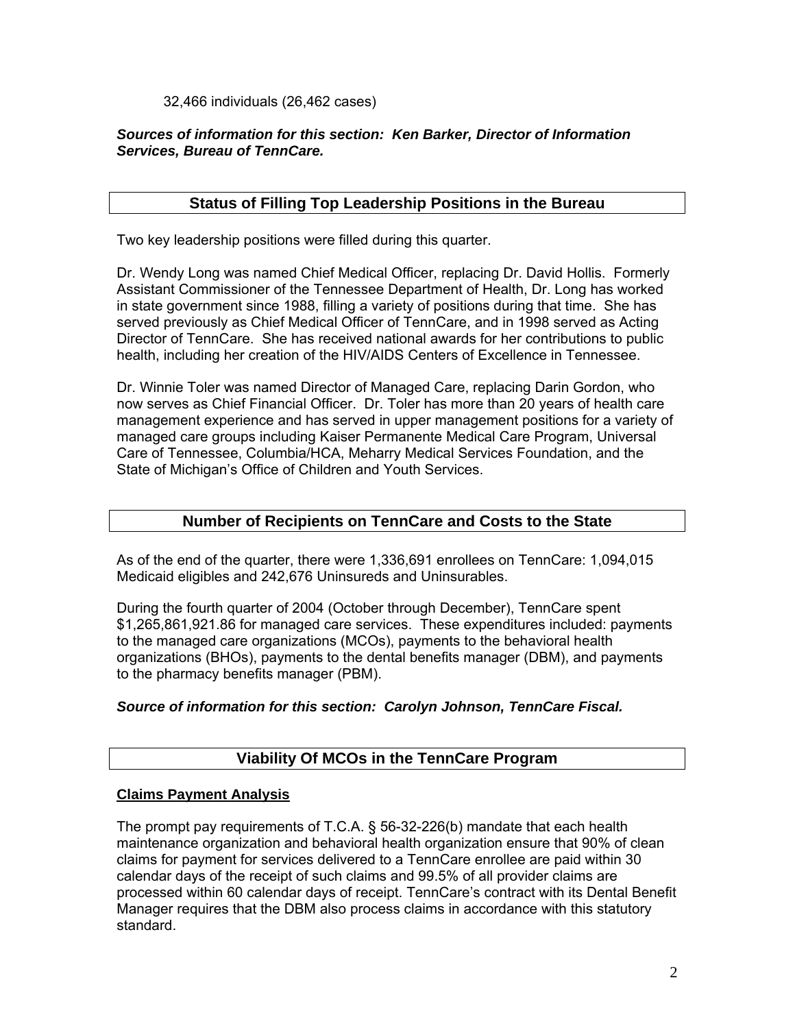32,466 individuals (26,462 cases)

***Sources of information for this section: Ken Barker, Director of Information Services, Bureau of TennCare.***

## Status of Filling Top Leadership Positions in the Bureau

Two key leadership positions were filled during this quarter.

Dr. Wendy Long was named Chief Medical Officer, replacing Dr. David Hollis. Formerly Assistant Commissioner of the Tennessee Department of Health, Dr. Long has worked in state government since 1988, filling a variety of positions during that time. She has served previously as Chief Medical Officer of TennCare, and in 1998 served as Acting Director of TennCare. She has received national awards for her contributions to public health, including her creation of the HIV/AIDS Centers of Excellence in Tennessee.

Dr. Winnie Toler was named Director of Managed Care, replacing Darin Gordon, who now serves as Chief Financial Officer. Dr. Toler has more than 20 years of health care management experience and has served in upper management positions for a variety of managed care groups including Kaiser Permanente Medical Care Program, Universal Care of Tennessee, Columbia/HCA, Meharry Medical Services Foundation, and the State of Michigan's Office of Children and Youth Services.

## Number of Recipients on TennCare and Costs to the State

As of the end of the quarter, there were 1,336,691 enrollees on TennCare: 1,094,015 Medicaid eligibles and 242,676 Uninsureds and Uninsurables.

During the fourth quarter of 2004 (October through December), TennCare spent $1,265,861,921.86 for managed care services. These expenditures included: payments to the managed care organizations (MCOs), payments to the behavioral health organizations (BHOs), payments to the dental benefits manager (DBM), and payments to the pharmacy benefits manager (PBM).

***Source of information for this section: Carolyn Johnson, TennCare Fiscal.***

## Viability Of MCOs in the TennCare Program

### Claims Payment Analysis

The prompt pay requirements of T.C.A. § 56-32-226(b) mandate that each health maintenance organization and behavioral health organization ensure that 90% of clean claims for payment for services delivered to a TennCare enrollee are paid within 30 calendar days of the receipt of such claims and 99.5% of all provider claims are processed within 60 calendar days of receipt. TennCare's contract with its Dental Benefit Manager requires that the DBM also process claims in accordance with this statutory standard.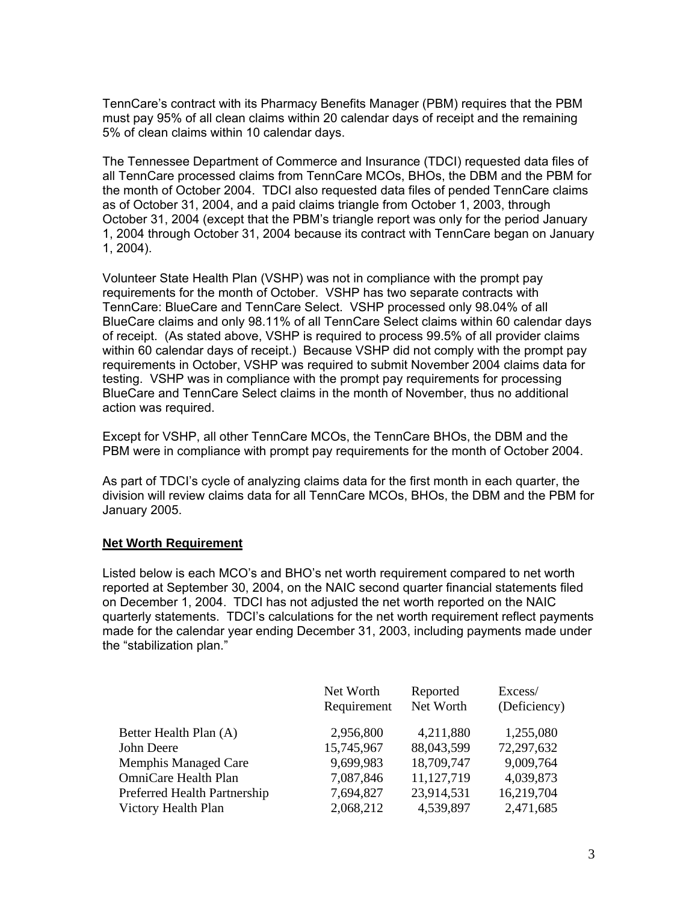TennCare's contract with its Pharmacy Benefits Manager (PBM) requires that the PBM must pay 95% of all clean claims within 20 calendar days of receipt and the remaining 5% of clean claims within 10 calendar days.

The Tennessee Department of Commerce and Insurance (TDCI) requested data files of all TennCare processed claims from TennCare MCOs, BHOs, the DBM and the PBM for the month of October 2004. TDCI also requested data files of pended TennCare claims as of October 31, 2004, and a paid claims triangle from October 1, 2003, through October 31, 2004 (except that the PBM's triangle report was only for the period January 1, 2004 through October 31, 2004 because its contract with TennCare began on January 1, 2004).

Volunteer State Health Plan (VSHP) was not in compliance with the prompt pay requirements for the month of October. VSHP has two separate contracts with TennCare: BlueCare and TennCare Select. VSHP processed only 98.04% of all BlueCare claims and only 98.11% of all TennCare Select claims within 60 calendar days of receipt. (As stated above, VSHP is required to process 99.5% of all provider claims within 60 calendar days of receipt.) Because VSHP did not comply with the prompt pay requirements in October, VSHP was required to submit November 2004 claims data for testing. VSHP was in compliance with the prompt pay requirements for processing BlueCare and TennCare Select claims in the month of November, thus no additional action was required.

Except for VSHP, all other TennCare MCOs, the TennCare BHOs, the DBM and the PBM were in compliance with prompt pay requirements for the month of October 2004.

As part of TDCI's cycle of analyzing claims data for the first month in each quarter, the division will review claims data for all TennCare MCOs, BHOs, the DBM and the PBM for January 2005.

## Net Worth Requirement

Listed below is each MCO's and BHO's net worth requirement compared to net worth reported at September 30, 2004, on the NAIC second quarter financial statements filed on December 1, 2004. TDCI has not adjusted the net worth reported on the NAIC quarterly statements. TDCI's calculations for the net worth requirement reflect payments made for the calendar year ending December 31, 2003, including payments made under the "stabilization plan."

| | Net Worth Requirement | Reported Net Worth | Excess/ (Deficiency) |
|---|---|---|---|
| Better Health Plan (A) | 2,956,800 | 4,211,880 | 1,255,080 |
| John Deere | 15,745,967 | 88,043,599 | 72,297,632 |
| Memphis Managed Care | 9,699,983 | 18,709,747 | 9,009,764 |
| OmniCare Health Plan | 7,087,846 | 11,127,719 | 4,039,873 |
| Preferred Health Partnership | 7,694,827 | 23,914,531 | 16,219,704 |
| Victory Health Plan | 2,068,212 | 4,539,897 | 2,471,685 |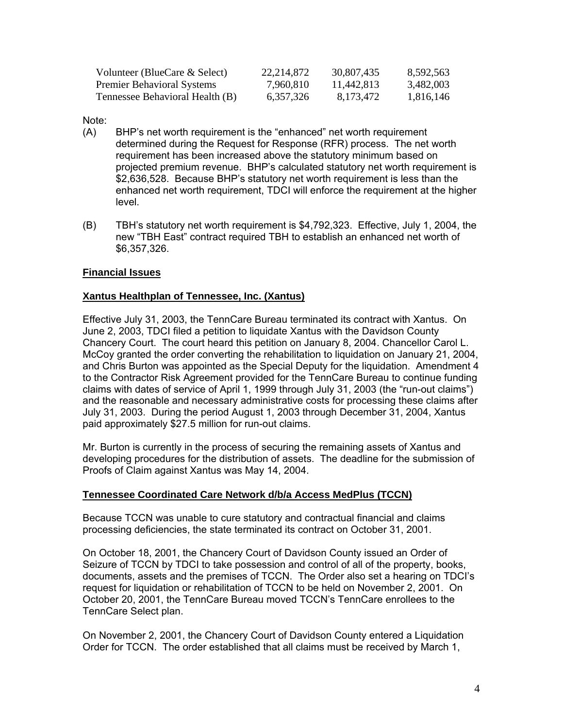| | | | |
|---|---|---|---|
| Volunteer (BlueCare & Select) | 22,214,872 | 30,807,435 | 8,592,563 |
| Premier Behavioral Systems | 7,960,810 | 11,442,813 | 3,482,003 |
| Tennessee Behavioral Health (B) | 6,357,326 | 8,173,472 | 1,816,146 |

Note:

(A) BHP's net worth requirement is the "enhanced" net worth requirement determined during the Request for Response (RFR) process. The net worth requirement has been increased above the statutory minimum based on projected premium revenue. BHP's calculated statutory net worth requirement is $2,636,528. Because BHP's statutory net worth requirement is less than the enhanced net worth requirement, TDCI will enforce the requirement at the higher level.

(B) TBH's statutory net worth requirement is $4,792,323. Effective, July 1, 2004, the new "TBH East" contract required TBH to establish an enhanced net worth of $6,357,326.

## Financial Issues

### Xantus Healthplan of Tennessee, Inc. (Xantus)

Effective July 31, 2003, the TennCare Bureau terminated its contract with Xantus. On June 2, 2003, TDCI filed a petition to liquidate Xantus with the Davidson County Chancery Court. The court heard this petition on January 8, 2004. Chancellor Carol L. McCoy granted the order converting the rehabilitation to liquidation on January 21, 2004, and Chris Burton was appointed as the Special Deputy for the liquidation. Amendment 4 to the Contractor Risk Agreement provided for the TennCare Bureau to continue funding claims with dates of service of April 1, 1999 through July 31, 2003 (the "run-out claims") and the reasonable and necessary administrative costs for processing these claims after July 31, 2003. During the period August 1, 2003 through December 31, 2004, Xantus paid approximately $27.5 million for run-out claims.

Mr. Burton is currently in the process of securing the remaining assets of Xantus and developing procedures for the distribution of assets. The deadline for the submission of Proofs of Claim against Xantus was May 14, 2004.

### Tennessee Coordinated Care Network d/b/a Access MedPlus (TCCN)

Because TCCN was unable to cure statutory and contractual financial and claims processing deficiencies, the state terminated its contract on October 31, 2001.

On October 18, 2001, the Chancery Court of Davidson County issued an Order of Seizure of TCCN by TDCI to take possession and control of all of the property, books, documents, assets and the premises of TCCN. The Order also set a hearing on TDCI's request for liquidation or rehabilitation of TCCN to be held on November 2, 2001. On October 20, 2001, the TennCare Bureau moved TCCN's TennCare enrollees to the TennCare Select plan.

On November 2, 2001, the Chancery Court of Davidson County entered a Liquidation Order for TCCN. The order established that all claims must be received by March 1,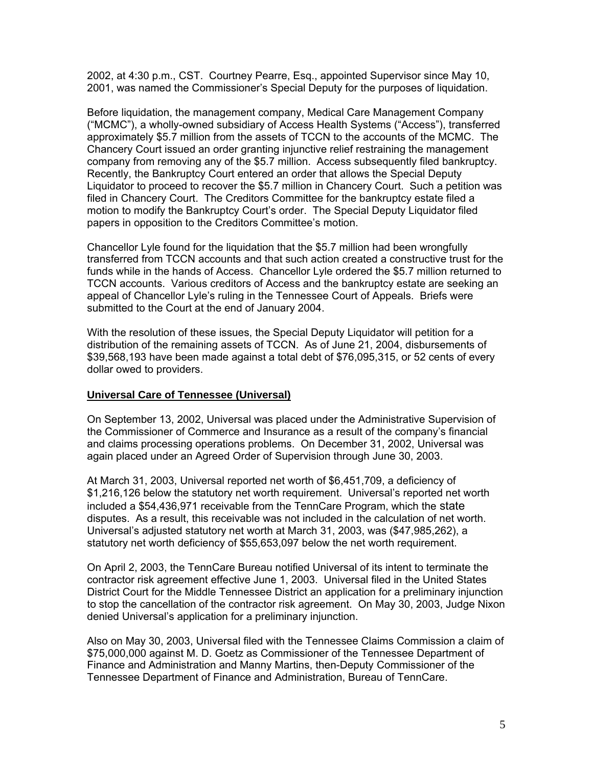2002, at 4:30 p.m., CST. Courtney Pearre, Esq., appointed Supervisor since May 10, 2001, was named the Commissioner's Special Deputy for the purposes of liquidation.

Before liquidation, the management company, Medical Care Management Company ("MCMC"), a wholly-owned subsidiary of Access Health Systems ("Access"), transferred approximately $5.7 million from the assets of TCCN to the accounts of the MCMC. The Chancery Court issued an order granting injunctive relief restraining the management company from removing any of the $5.7 million. Access subsequently filed bankruptcy. Recently, the Bankruptcy Court entered an order that allows the Special Deputy Liquidator to proceed to recover the $5.7 million in Chancery Court. Such a petition was filed in Chancery Court. The Creditors Committee for the bankruptcy estate filed a motion to modify the Bankruptcy Court's order. The Special Deputy Liquidator filed papers in opposition to the Creditors Committee's motion.

Chancellor Lyle found for the liquidation that the $5.7 million had been wrongfully transferred from TCCN accounts and that such action created a constructive trust for the funds while in the hands of Access. Chancellor Lyle ordered the $5.7 million returned to TCCN accounts. Various creditors of Access and the bankruptcy estate are seeking an appeal of Chancellor Lyle's ruling in the Tennessee Court of Appeals. Briefs were submitted to the Court at the end of January 2004.

With the resolution of these issues, the Special Deputy Liquidator will petition for a distribution of the remaining assets of TCCN. As of June 21, 2004, disbursements of $39,568,193 have been made against a total debt of $76,095,315, or 52 cents of every dollar owed to providers.

**Universal Care of Tennessee (Universal)**

On September 13, 2002, Universal was placed under the Administrative Supervision of the Commissioner of Commerce and Insurance as a result of the company's financial and claims processing operations problems. On December 31, 2002, Universal was again placed under an Agreed Order of Supervision through June 30, 2003.

At March 31, 2003, Universal reported net worth of $6,451,709, a deficiency of $1,216,126 below the statutory net worth requirement. Universal's reported net worth included a $54,436,971 receivable from the TennCare Program, which the state disputes. As a result, this receivable was not included in the calculation of net worth. Universal's adjusted statutory net worth at March 31, 2003, was ($47,985,262), a statutory net worth deficiency of $55,653,097 below the net worth requirement.

On April 2, 2003, the TennCare Bureau notified Universal of its intent to terminate the contractor risk agreement effective June 1, 2003. Universal filed in the United States District Court for the Middle Tennessee District an application for a preliminary injunction to stop the cancellation of the contractor risk agreement. On May 30, 2003, Judge Nixon denied Universal's application for a preliminary injunction.

Also on May 30, 2003, Universal filed with the Tennessee Claims Commission a claim of $75,000,000 against M. D. Goetz as Commissioner of the Tennessee Department of Finance and Administration and Manny Martins, then-Deputy Commissioner of the Tennessee Department of Finance and Administration, Bureau of TennCare.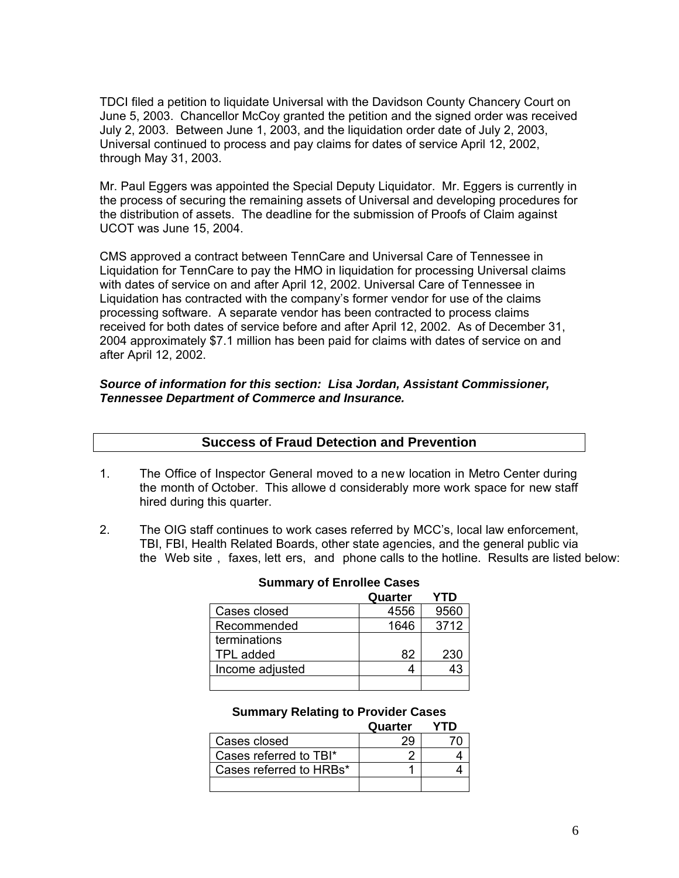TDCI filed a petition to liquidate Universal with the Davidson County Chancery Court on June 5, 2003. Chancellor McCoy granted the petition and the signed order was received July 2, 2003. Between June 1, 2003, and the liquidation order date of July 2, 2003, Universal continued to process and pay claims for dates of service April 12, 2002, through May 31, 2003.

Mr. Paul Eggers was appointed the Special Deputy Liquidator. Mr. Eggers is currently in the process of securing the remaining assets of Universal and developing procedures for the distribution of assets. The deadline for the submission of Proofs of Claim against UCOT was June 15, 2004.

CMS approved a contract between TennCare and Universal Care of Tennessee in Liquidation for TennCare to pay the HMO in liquidation for processing Universal claims with dates of service on and after April 12, 2002. Universal Care of Tennessee in Liquidation has contracted with the company's former vendor for use of the claims processing software. A separate vendor has been contracted to process claims received for both dates of service before and after April 12, 2002. As of December 31, 2004 approximately $7.1 million has been paid for claims with dates of service on and after April 12, 2002.

***Source of information for this section: Lisa Jordan, Assistant Commissioner, Tennessee Department of Commerce and Insurance.***

## Success of Fraud Detection and Prevention

1. The Office of Inspector General moved to a new location in Metro Center during the month of October. This allowed considerably more work space for new staff hired during this quarter.

2. The OIG staff continues to work cases referred by MCC's, local law enforcement, TBI, FBI, Health Related Boards, other state agencies, and the general public via the Web site, faxes, letters, and phone calls to the hotline. Results are listed below:

**Summary of Enrollee Cases**

| | Quarter | YTD |
|---|---|---|
| Cases closed | 4556 | 9560 |
| Recommended terminations | 1646 | 3712 |
| TPL added | 82 | 230 |
| Income adjusted | 4 | 43 |
| | | |

**Summary Relating to Provider Cases**

| | Quarter | YTD |
|---|---|---|
| Cases closed | 29 | 70 |
| Cases referred to TBI* | 2 | 4 |
| Cases referred to HRBs* | 1 | 4 |
| | | |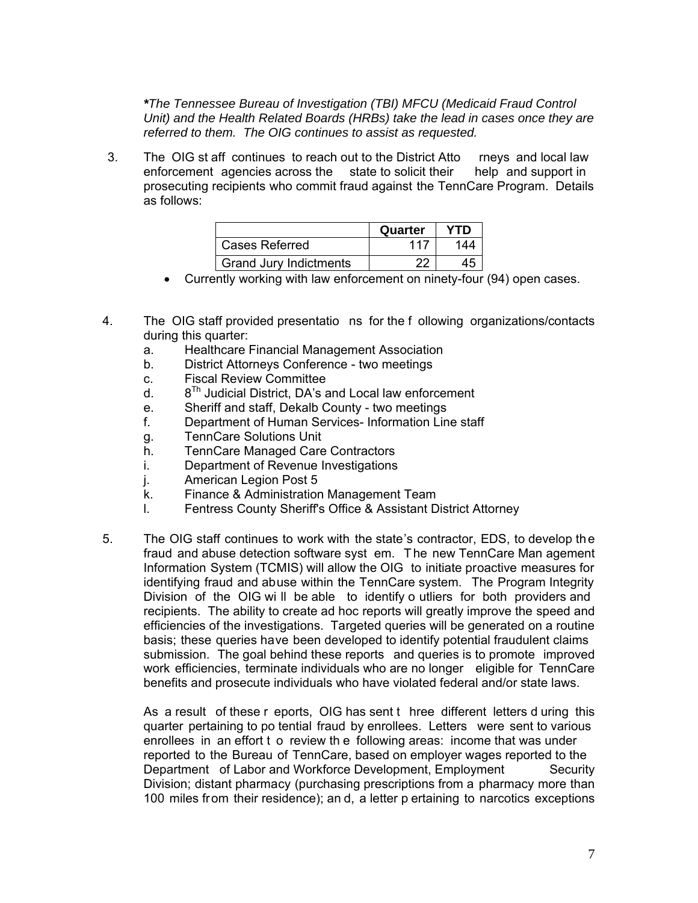*\*The Tennessee Bureau of Investigation (TBI) MFCU (Medicaid Fraud Control Unit) and the Health Related Boards (HRBs) take the lead in cases once they are referred to them. The OIG continues to assist as requested.*

3. The OIG staff continues to reach out to the District Attorneys and local law enforcement agencies across the state to solicit their help and support in prosecuting recipients who commit fraud against the TennCare Program. Details as follows:

| | Quarter | YTD |
|---|---|---|
| Cases Referred | 117 | 144 |
| Grand Jury Indictments | 22 | 45 |

   - Currently working with law enforcement on ninety-four (94) open cases.

4. The OIG staff provided presentations for the following organizations/contacts during this quarter:
   a. Healthcare Financial Management Association
   b. District Attorneys Conference - two meetings
   c. Fiscal Review Committee
   d. 8Th Judicial District, DA's and Local law enforcement
   e. Sheriff and staff, Dekalb County - two meetings
   f. Department of Human Services- Information Line staff
   g. TennCare Solutions Unit
   h. TennCare Managed Care Contractors
   i. Department of Revenue Investigations
   j. American Legion Post 5
   k. Finance & Administration Management Team
   l. Fentress County Sheriff's Office & Assistant District Attorney

5. The OIG staff continues to work with the state's contractor, EDS, to develop the fraud and abuse detection software system. The new TennCare Management Information System (TCMIS) will allow the OIG to initiate proactive measures for identifying fraud and abuse within the TennCare system. The Program Integrity Division of the OIG will be able to identify outliers for both providers and recipients. The ability to create ad hoc reports will greatly improve the speed and efficiencies of the investigations. Targeted queries will be generated on a routine basis; these queries have been developed to identify potential fraudulent claims submission. The goal behind these reports and queries is to promote improved work efficiencies, terminate individuals who are no longer eligible for TennCare benefits and prosecute individuals who have violated federal and/or state laws.

   As a result of these reports, OIG has sent three different letters during this quarter pertaining to potential fraud by enrollees. Letters were sent to various enrollees in an effort to review the following areas: income that was under reported to the Bureau of TennCare, based on employer wages reported to the Department of Labor and Workforce Development, Employment Security Division; distant pharmacy (purchasing prescriptions from a pharmacy more than 100 miles from their residence); and, a letter pertaining to narcotics exceptions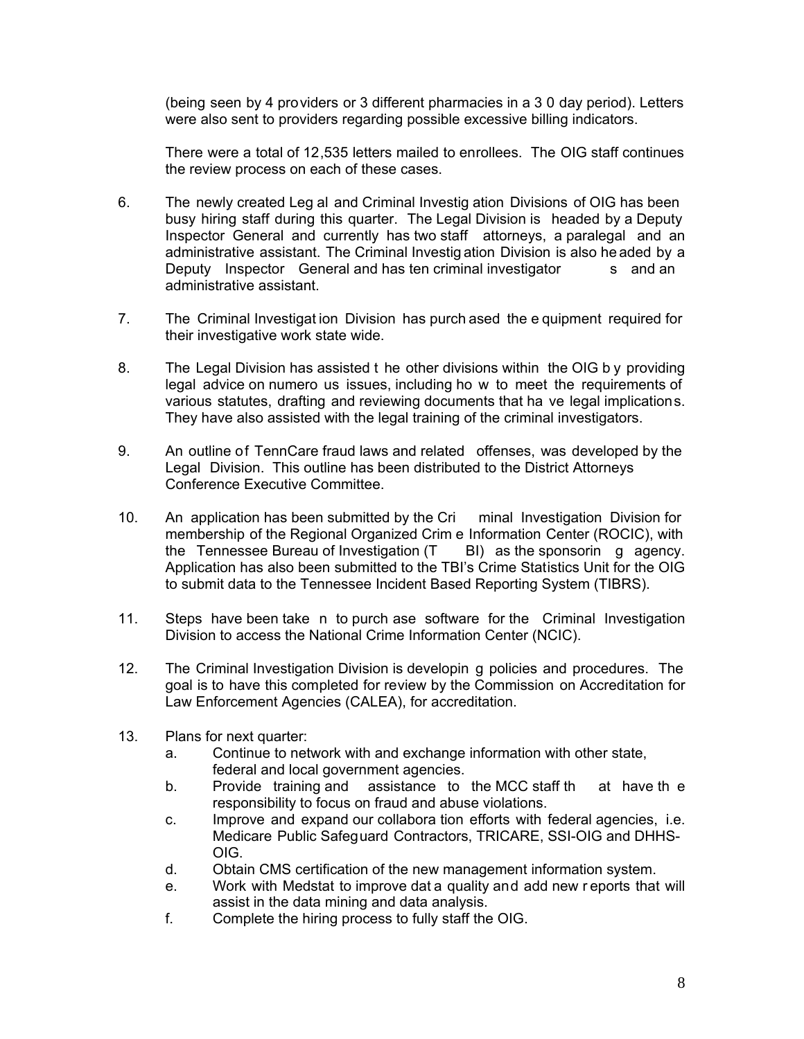(being seen by 4 providers or 3 different pharmacies in a 30 day period). Letters were also sent to providers regarding possible excessive billing indicators.

There were a total of 12,535 letters mailed to enrollees. The OIG staff continues the review process on each of these cases.

6. The newly created Legal and Criminal Investigation Divisions of OIG has been busy hiring staff during this quarter. The Legal Division is headed by a Deputy Inspector General and currently has two staff attorneys, a paralegal and an administrative assistant. The Criminal Investigation Division is also headed by a Deputy Inspector General and has ten criminal investigators and an administrative assistant.

7. The Criminal Investigation Division has purchased the equipment required for their investigative work state wide.

8. The Legal Division has assisted the other divisions within the OIG by providing legal advice on numerous issues, including how to meet the requirements of various statutes, drafting and reviewing documents that have legal implications. They have also assisted with the legal training of the criminal investigators.

9. An outline of TennCare fraud laws and related offenses, was developed by the Legal Division. This outline has been distributed to the District Attorneys Conference Executive Committee.

10. An application has been submitted by the Criminal Investigation Division for membership of the Regional Organized Crime Information Center (ROCIC), with the Tennessee Bureau of Investigation (TBI) as the sponsoring agency. Application has also been submitted to the TBI's Crime Statistics Unit for the OIG to submit data to the Tennessee Incident Based Reporting System (TIBRS).

11. Steps have been taken to purchase software for the Criminal Investigation Division to access the National Crime Information Center (NCIC).

12. The Criminal Investigation Division is developing policies and procedures. The goal is to have this completed for review by the Commission on Accreditation for Law Enforcement Agencies (CALEA), for accreditation.

13. Plans for next quarter:
    a. Continue to network with and exchange information with other state, federal and local government agencies.
    b. Provide training and assistance to the MCC staff that have the responsibility to focus on fraud and abuse violations.
    c. Improve and expand our collaboration efforts with federal agencies, i.e. Medicare Public Safeguard Contractors, TRICARE, SSI-OIG and DHHS-OIG.
    d. Obtain CMS certification of the new management information system.
    e. Work with Medstat to improve data quality and add new reports that will assist in the data mining and data analysis.
    f. Complete the hiring process to fully staff the OIG.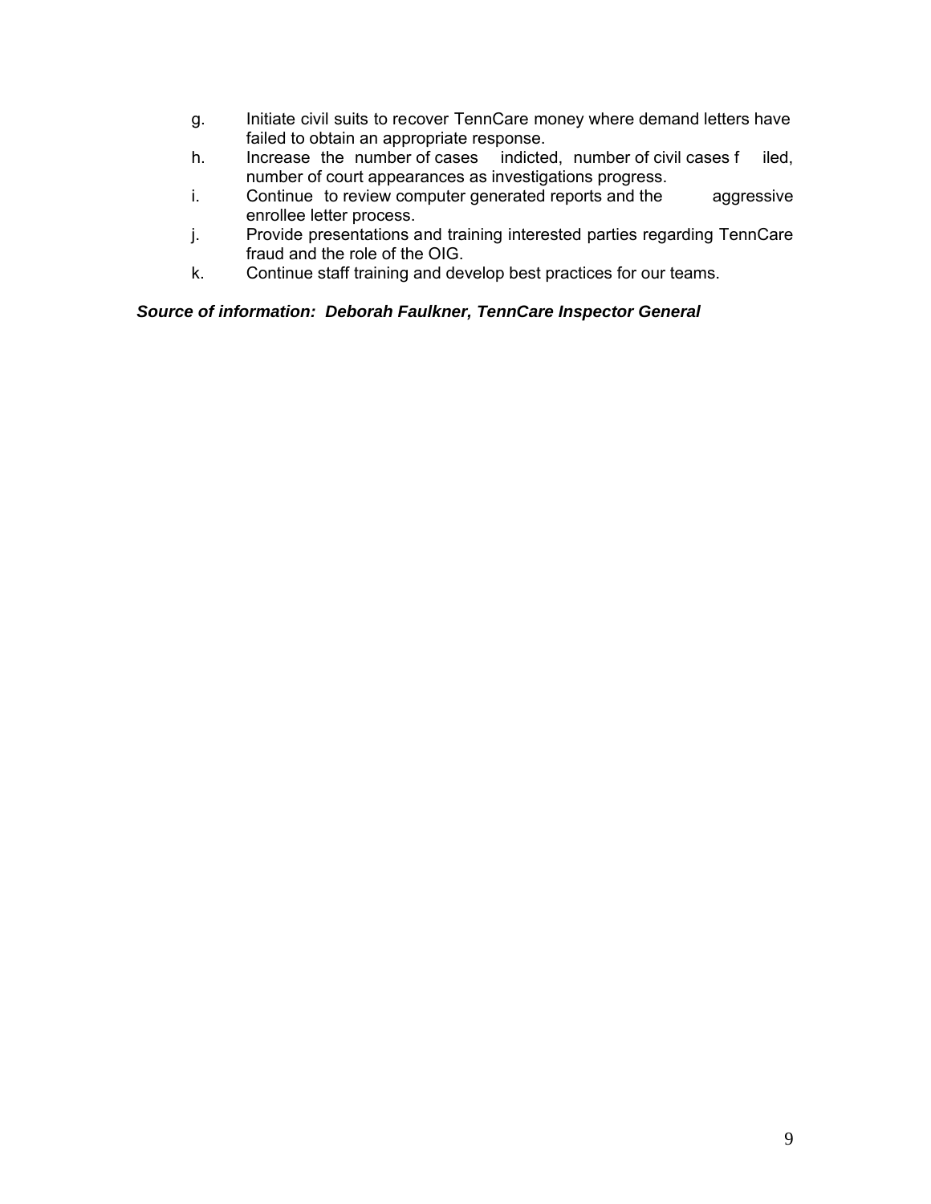g. Initiate civil suits to recover TennCare money where demand letters have failed to obtain an appropriate response.
h. Increase the number of cases indicted, number of civil cases filed, number of court appearances as investigations progress.
i. Continue to review computer generated reports and the aggressive enrollee letter process.
j. Provide presentations and training interested parties regarding TennCare fraud and the role of the OIG.
k. Continue staff training and develop best practices for our teams.

***Source of information: Deborah Faulkner, TennCare Inspector General***